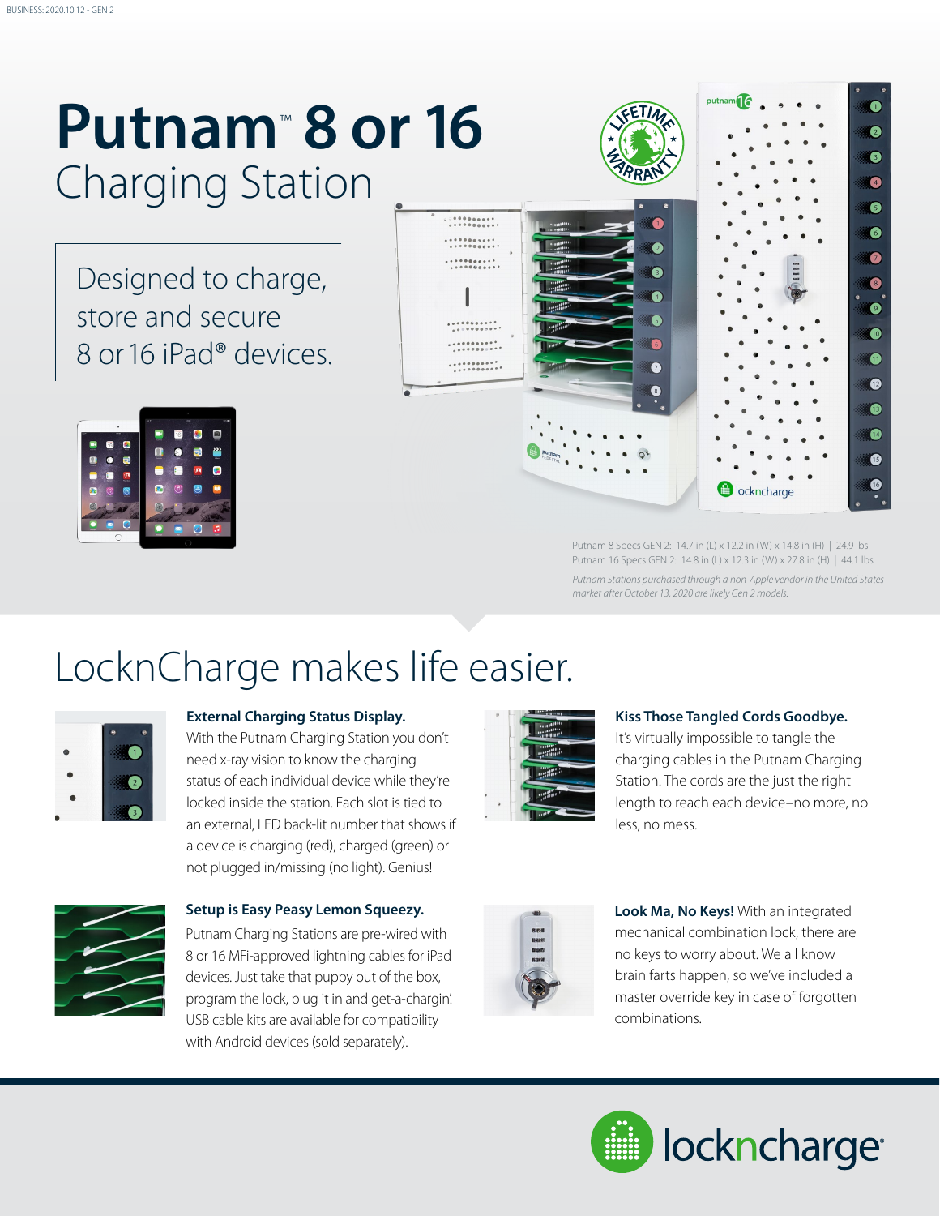# Putnam™ 8 or 16

## Charging Station

Designed to charge, store and secure 8 or 16 iPad® devices.

Putnam 8 Specs GEN 2: 14.7 in (L) x 12.2 in (W) x 14.8 in (H) | 24.9 lbs
Putnam 16 Specs GEN 2: 14.8 in (L) x 12.3 in (W) x 27.8 in (H) | 44.1 lbs

*Putnam Stations purchased through a non-Apple vendor in the United States market after October 13, 2020 are likely Gen 2 models.*

## LocknCharge makes life easier.

**External Charging Status Display.**
With the Putnam Charging Station you don't need x-ray vision to know the charging status of each individual device while they're locked inside the station. Each slot is tied to an external, LED back-lit number that shows if a device is charging (red), charged (green) or not plugged in/missing (no light). Genius!

**Kiss Those Tangled Cords Goodbye.**
It's virtually impossible to tangle the charging cables in the Putnam Charging Station. The cords are the just the right length to reach each device–no more, no less, no mess.

**Setup is Easy Peasy Lemon Squeezy.**
Putnam Charging Stations are pre-wired with 8 or 16 MFi-approved lightning cables for iPad devices. Just take that puppy out of the box, program the lock, plug it in and get-a-chargin'. USB cable kits are available for compatibility with Android devices (sold separately).

**Look Ma, No Keys!** With an integrated mechanical combination lock, there are no keys to worry about. We all know brain farts happen, so we've included a master override key in case of forgotten combinations.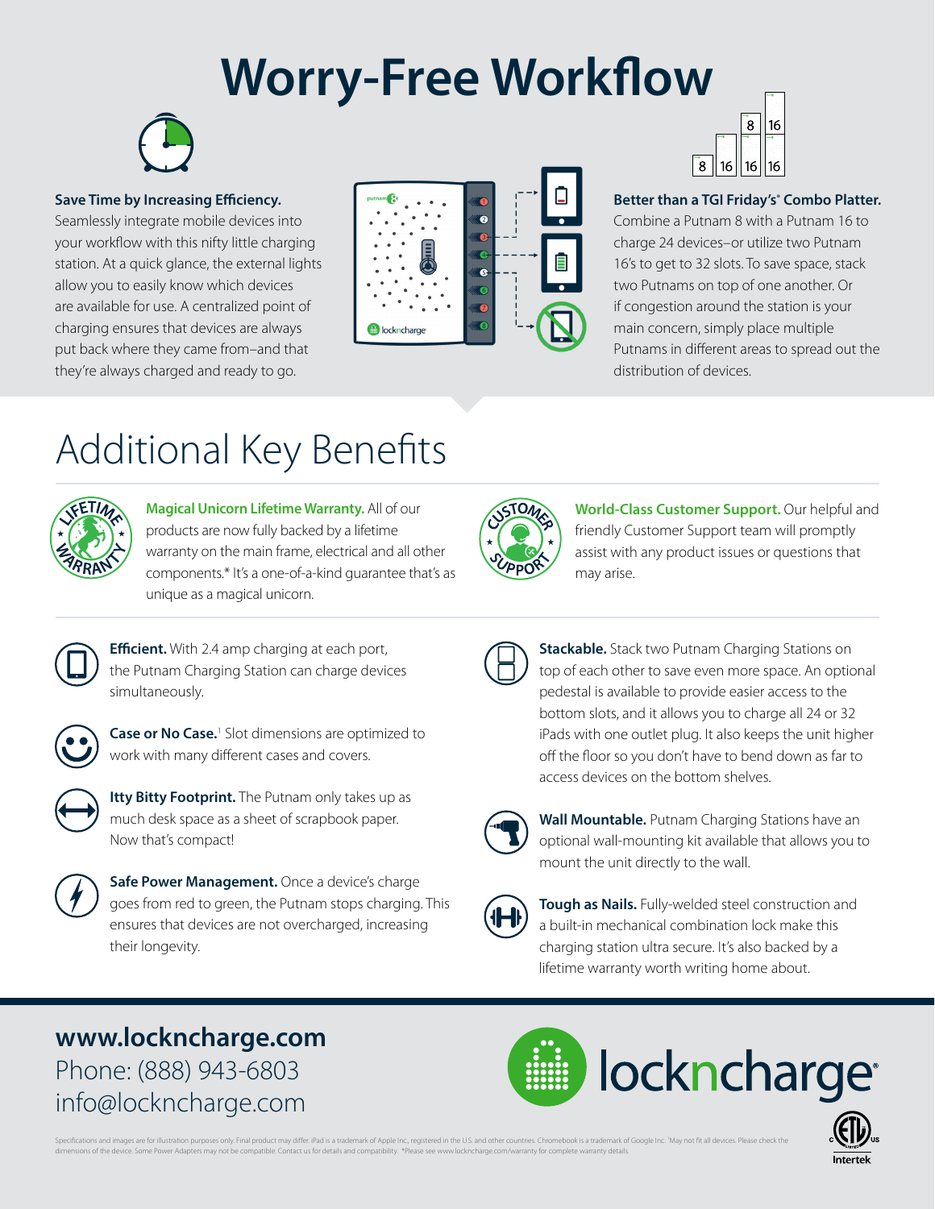# Worry-Free Workflow

**Save Time by Increasing Efficiency.**
Seamlessly integrate mobile devices into your workflow with this nifty little charging station. At a quick glance, the external lights allow you to easily know which devices are available for use. A centralized point of charging ensures that devices are always put back where they came from–and that they're always charged and ready to go.

**Better than a TGI Friday's® Combo Platter.**
Combine a Putnam 8 with a Putnam 16 to charge 24 devices–or utilize two Putnam 16's to get to 32 slots. To save space, stack two Putnams on top of one another. Or if congestion around the station is your main concern, simply place multiple Putnams in different areas to spread out the distribution of devices.

# Additional Key Benefits

**Magical Unicorn Lifetime Warranty.** All of our products are now fully backed by a lifetime warranty on the main frame, electrical and all other components.* It's a one-of-a-kind guarantee that's as unique as a magical unicorn.

**World-Class Customer Support.** Our helpful and friendly Customer Support team will promptly assist with any product issues or questions that may arise.

**Efficient.** With 2.4 amp charging at each port, the Putnam Charging Station can charge devices simultaneously.

**Case or No Case.**[1] Slot dimensions are optimized to work with many different cases and covers.

**Itty Bitty Footprint.** The Putnam only takes up as much desk space as a sheet of scrapbook paper. Now that's compact!

**Safe Power Management.** Once a device's charge goes from red to green, the Putnam stops charging. This ensures that devices are not overcharged, increasing their longevity.

**Stackable.** Stack two Putnam Charging Stations on top of each other to save even more space. An optional pedestal is available to provide easier access to the bottom slots, and it allows you to charge all 24 or 32 iPads with one outlet plug. It also keeps the unit higher off the floor so you don't have to bend down as far to access devices on the bottom shelves.

**Wall Mountable.** Putnam Charging Stations have an optional wall-mounting kit available that allows you to mount the unit directly to the wall.

**Tough as Nails.** Fully-welded steel construction and a built-in mechanical combination lock make this charging station ultra secure. It's also backed by a lifetime warranty worth writing home about.

**www.lockncharge.com**
Phone: (888) 943-6803
info@lockncharge.com

Specifications and images are for illustration purposes only. Final product may differ. iPad is a trademark of Apple Inc., registered in the U.S. and other countries. Chromebook is a trademark of Google Inc. [1]May not fit all devices. Please check the dimensions of the device. Some Power Adapters may not be compatible. Contact us for details and compatibility. *Please see www.lockncharge.com/warranty for complete warranty details.